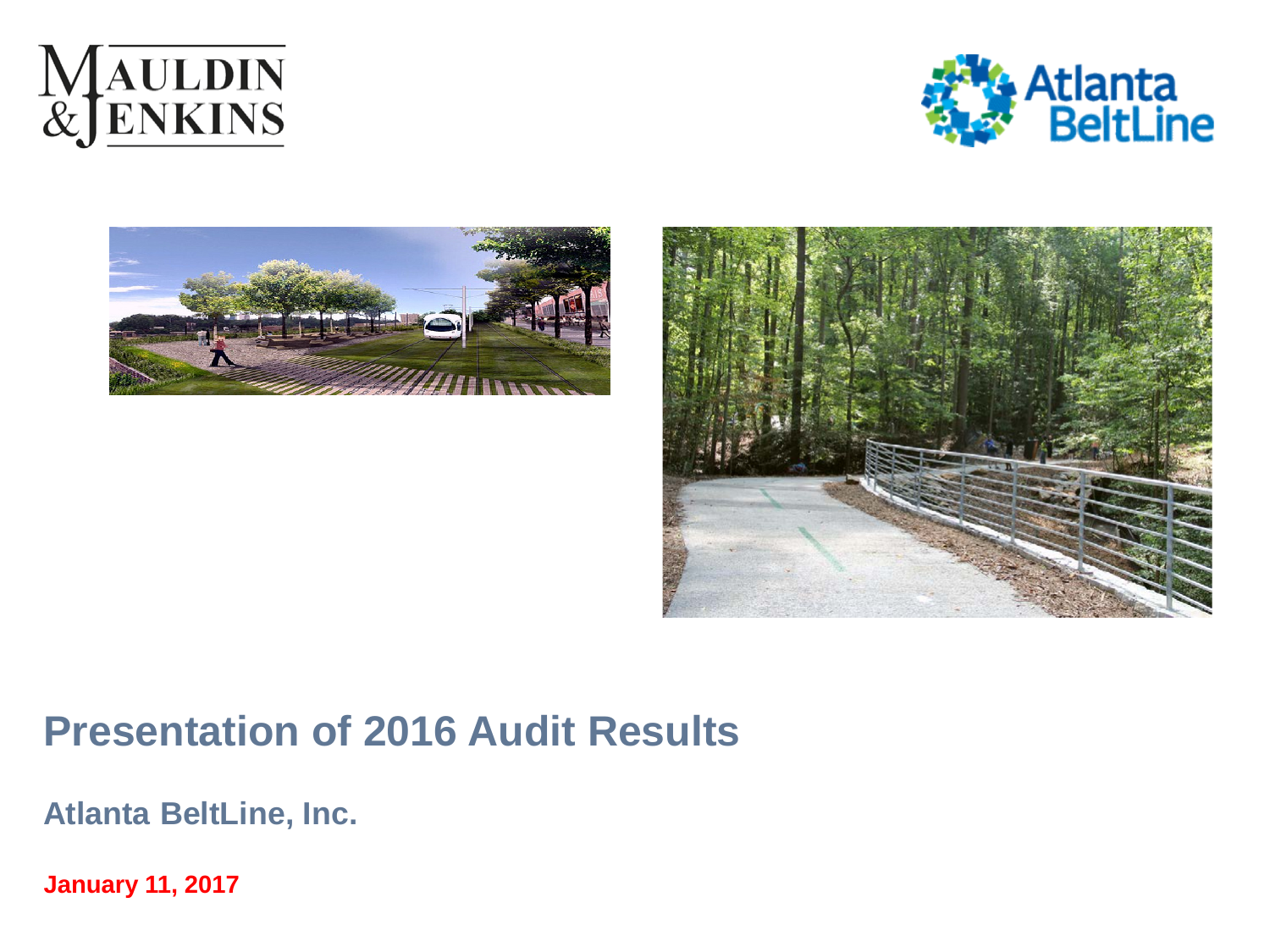MAULDIN & JENKINS

Atlanta BeltLine

# Presentation of 2016 Audit Results

## Atlanta BeltLine, Inc.

**January 11, 2017**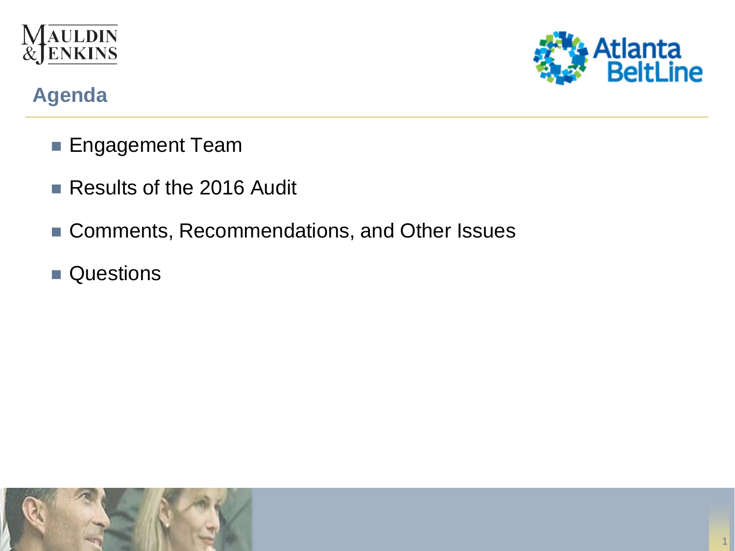## Agenda

- Engagement Team
- Results of the 2016 Audit
- Comments, Recommendations, and Other Issues
- Questions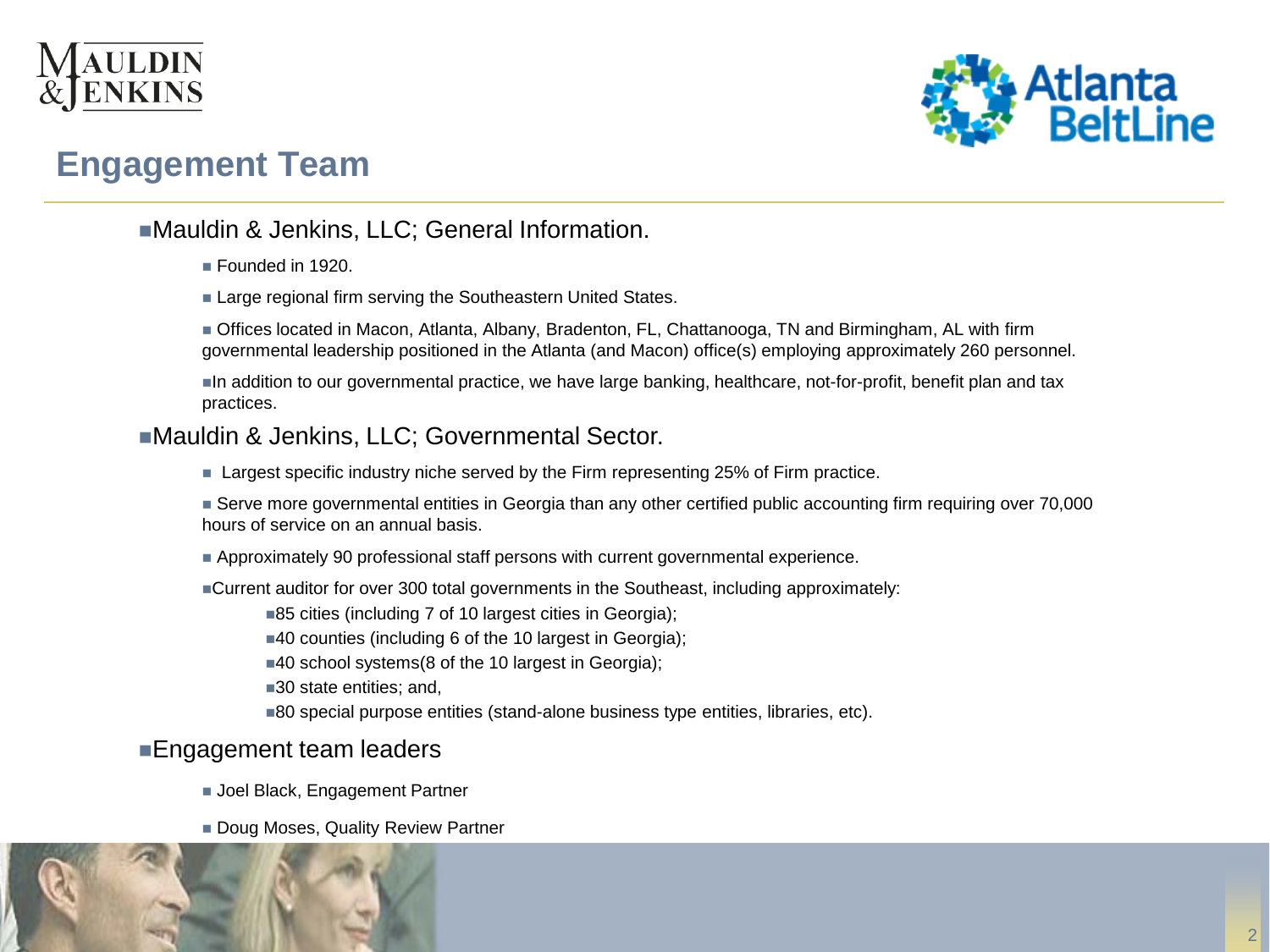## Engagement Team

- Mauldin & Jenkins, LLC; General Information.
  - Founded in 1920.
  - Large regional firm serving the Southeastern United States.
  - Offices located in Macon, Atlanta, Albany, Bradenton, FL, Chattanooga, TN and Birmingham, AL with firm governmental leadership positioned in the Atlanta (and Macon) office(s) employing approximately 260 personnel.
  - In addition to our governmental practice, we have large banking, healthcare, not-for-profit, benefit plan and tax practices.
- Mauldin & Jenkins, LLC; Governmental Sector.
  - Largest specific industry niche served by the Firm representing 25% of Firm practice.
  - Serve more governmental entities in Georgia than any other certified public accounting firm requiring over 70,000 hours of service on an annual basis.
  - Approximately 90 professional staff persons with current governmental experience.
  - Current auditor for over 300 total governments in the Southeast, including approximately:
    - 85 cities (including 7 of 10 largest cities in Georgia);
    - 40 counties (including 6 of the 10 largest in Georgia);
    - 40 school systems(8 of the 10 largest in Georgia);
    - 30 state entities; and,
    - 80 special purpose entities (stand-alone business type entities, libraries, etc).
- Engagement team leaders
  - Joel Black, Engagement Partner
  - Doug Moses, Quality Review Partner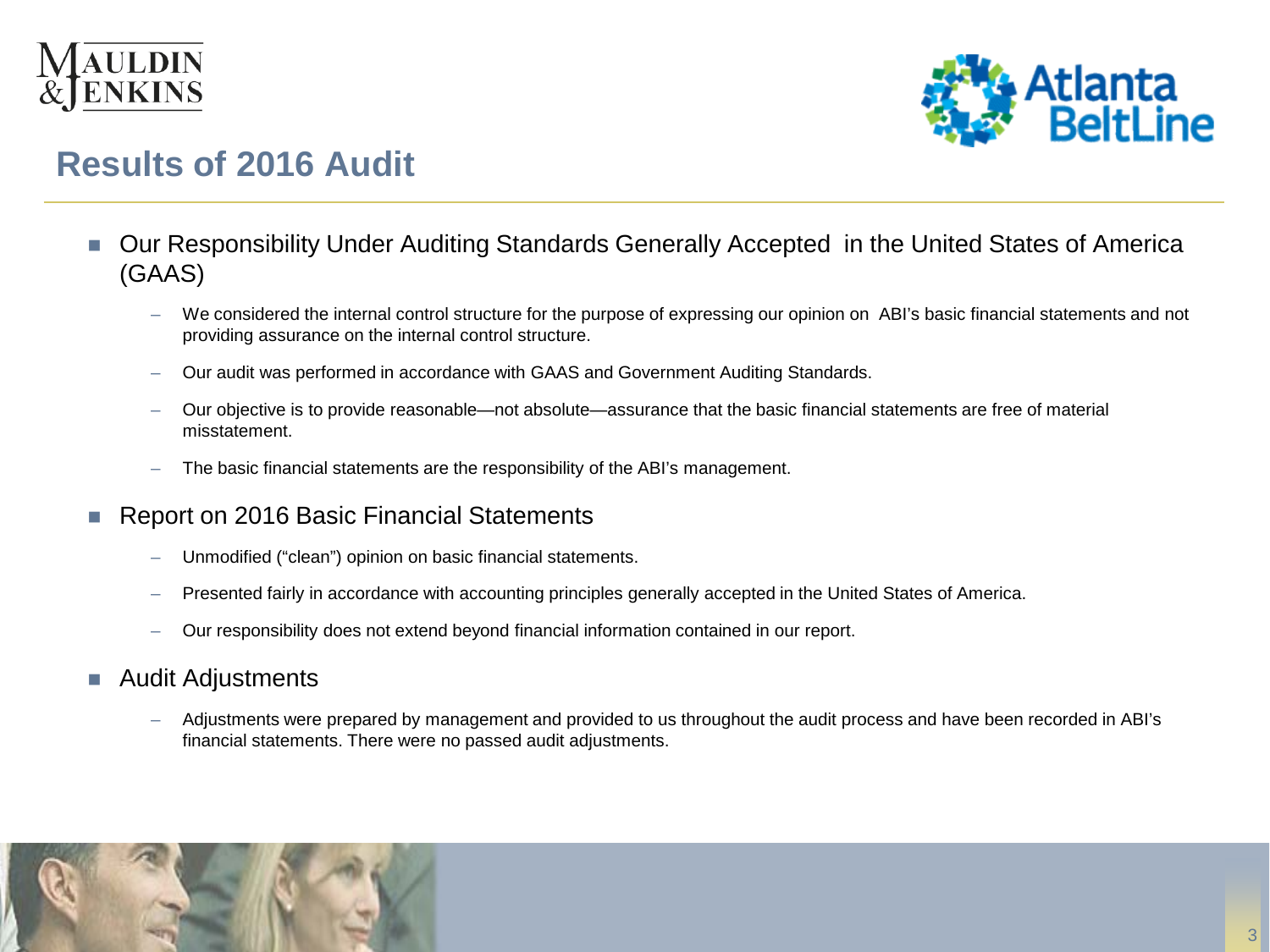# Results of 2016 Audit

- Our Responsibility Under Auditing Standards Generally Accepted in the United States of America (GAAS)
  - We considered the internal control structure for the purpose of expressing our opinion on ABI's basic financial statements and not providing assurance on the internal control structure.
  - Our audit was performed in accordance with GAAS and Government Auditing Standards.
  - Our objective is to provide reasonable—not absolute—assurance that the basic financial statements are free of material misstatement.
  - The basic financial statements are the responsibility of the ABI's management.
- Report on 2016 Basic Financial Statements
  - Unmodified ("clean") opinion on basic financial statements.
  - Presented fairly in accordance with accounting principles generally accepted in the United States of America.
  - Our responsibility does not extend beyond financial information contained in our report.
- Audit Adjustments
  - Adjustments were prepared by management and provided to us throughout the audit process and have been recorded in ABI's financial statements. There were no passed audit adjustments.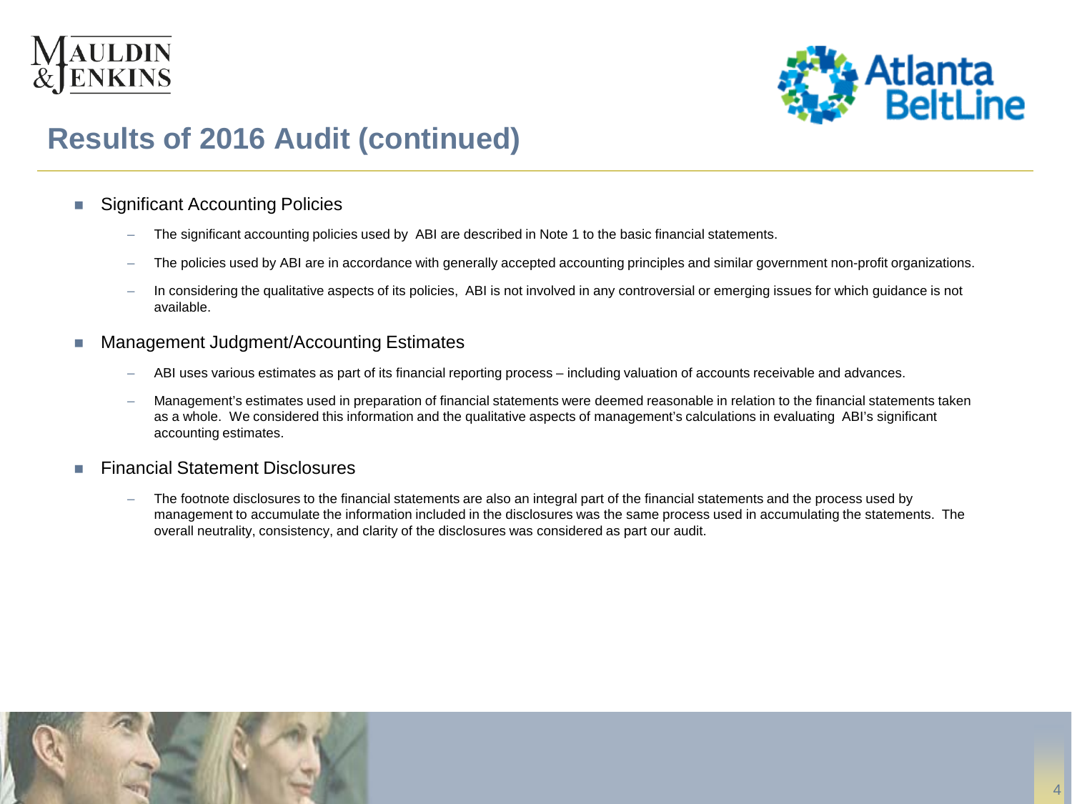# Results of 2016 Audit (continued)

- Significant Accounting Policies
  - The significant accounting policies used by ABI are described in Note 1 to the basic financial statements.
  - The policies used by ABI are in accordance with generally accepted accounting principles and similar government non-profit organizations.
  - In considering the qualitative aspects of its policies, ABI is not involved in any controversial or emerging issues for which guidance is not available.
- Management Judgment/Accounting Estimates
  - ABI uses various estimates as part of its financial reporting process – including valuation of accounts receivable and advances.
  - Management's estimates used in preparation of financial statements were deemed reasonable in relation to the financial statements taken as a whole. We considered this information and the qualitative aspects of management's calculations in evaluating ABI's significant accounting estimates.
- Financial Statement Disclosures
  - The footnote disclosures to the financial statements are also an integral part of the financial statements and the process used by management to accumulate the information included in the disclosures was the same process used in accumulating the statements. The overall neutrality, consistency, and clarity of the disclosures was considered as part our audit.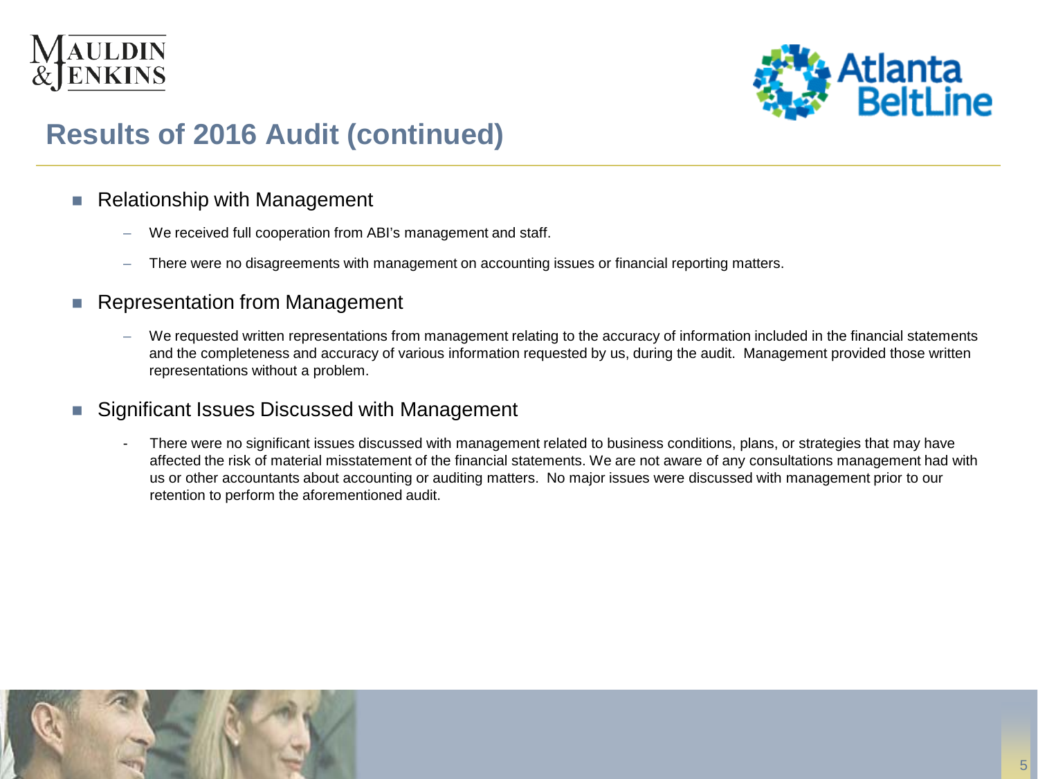## Results of 2016 Audit (continued)

- Relationship with Management
  - We received full cooperation from ABI's management and staff.
  - There were no disagreements with management on accounting issues or financial reporting matters.
- Representation from Management
  - We requested written representations from management relating to the accuracy of information included in the financial statements and the completeness and accuracy of various information requested by us, during the audit. Management provided those written representations without a problem.
- Significant Issues Discussed with Management
  - There were no significant issues discussed with management related to business conditions, plans, or strategies that may have affected the risk of material misstatement of the financial statements. We are not aware of any consultations management had with us or other accountants about accounting or auditing matters. No major issues were discussed with management prior to our retention to perform the aforementioned audit.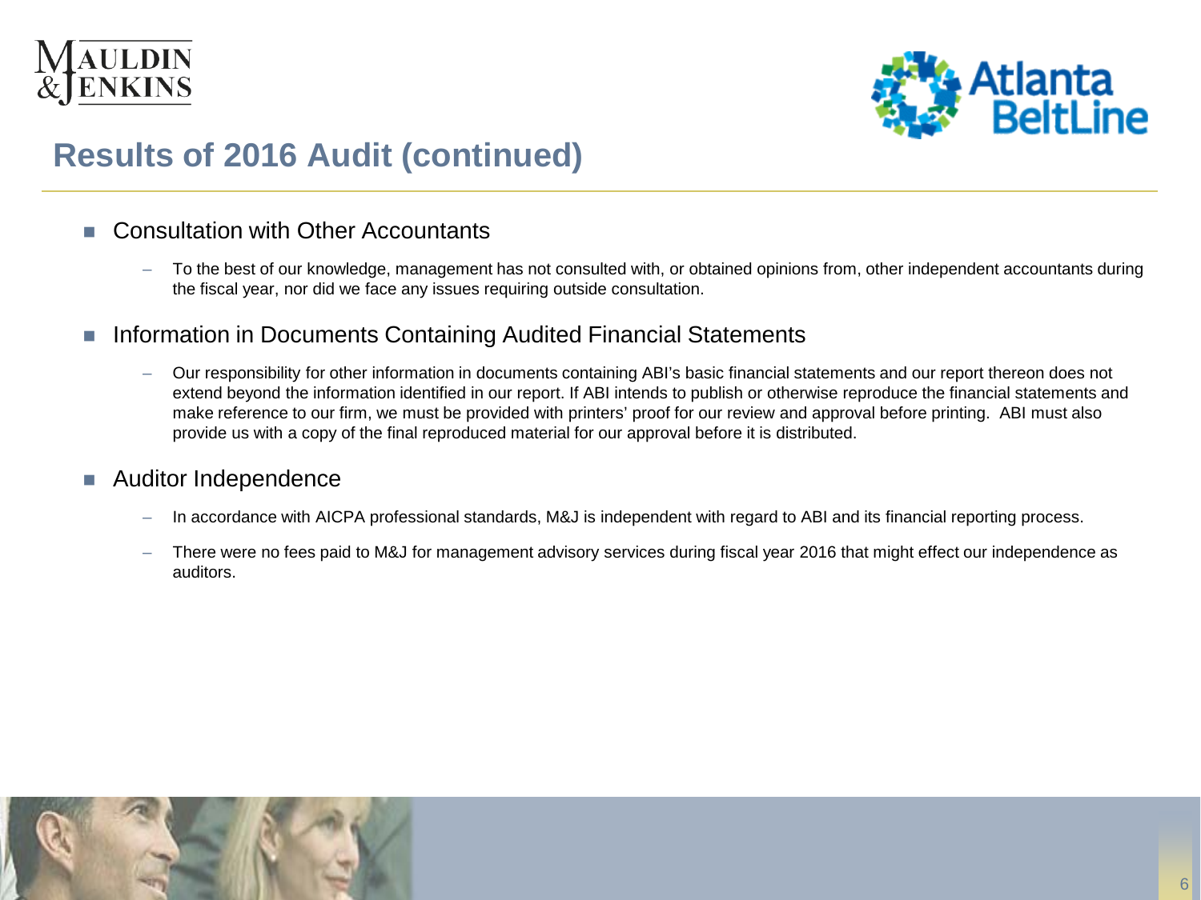# Results of 2016 Audit (continued)

- Consultation with Other Accountants
  - To the best of our knowledge, management has not consulted with, or obtained opinions from, other independent accountants during the fiscal year, nor did we face any issues requiring outside consultation.

- Information in Documents Containing Audited Financial Statements
  - Our responsibility for other information in documents containing ABI's basic financial statements and our report thereon does not extend beyond the information identified in our report. If ABI intends to publish or otherwise reproduce the financial statements and make reference to our firm, we must be provided with printers' proof for our review and approval before printing. ABI must also provide us with a copy of the final reproduced material for our approval before it is distributed.

- Auditor Independence
  - In accordance with AICPA professional standards, M&J is independent with regard to ABI and its financial reporting process.
  - There were no fees paid to M&J for management advisory services during fiscal year 2016 that might effect our independence as auditors.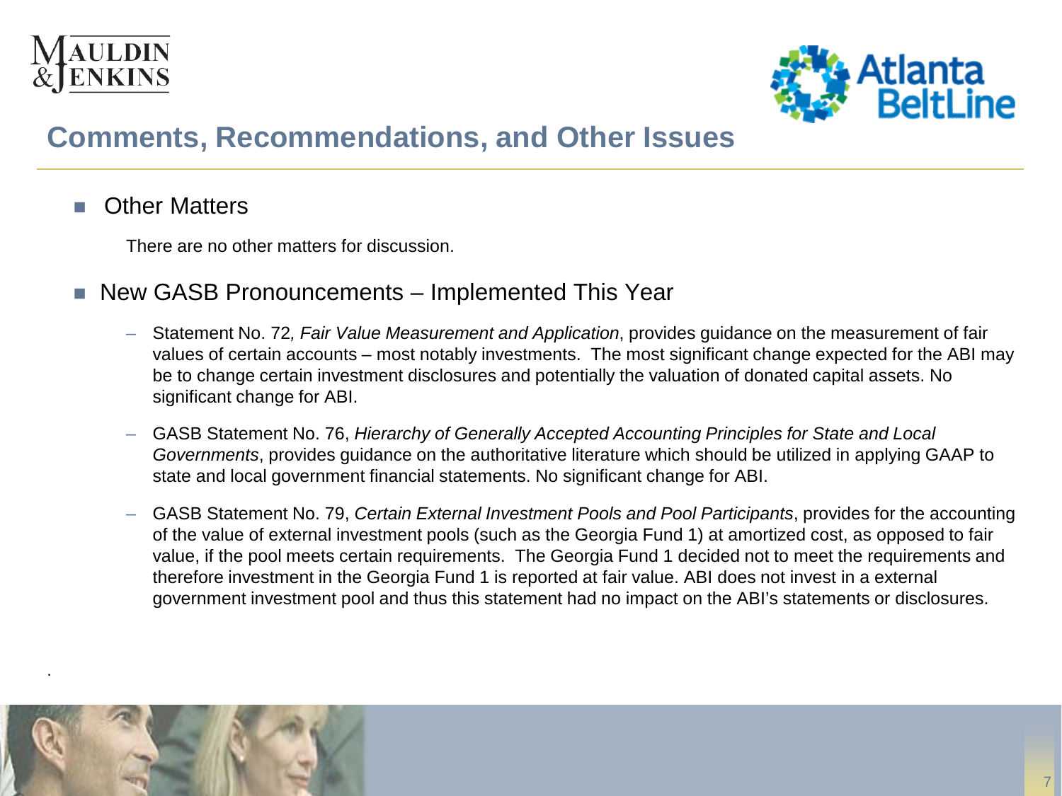## Comments, Recommendations, and Other Issues

- Other Matters

  There are no other matters for discussion.

- New GASB Pronouncements – Implemented This Year

  – Statement No. 72*, Fair Value Measurement and Application*, provides guidance on the measurement of fair values of certain accounts – most notably investments. The most significant change expected for the ABI may be to change certain investment disclosures and potentially the valuation of donated capital assets. No significant change for ABI.

  – GASB Statement No. 76, *Hierarchy of Generally Accepted Accounting Principles for State and Local Governments*, provides guidance on the authoritative literature which should be utilized in applying GAAP to state and local government financial statements. No significant change for ABI.

  – GASB Statement No. 79, *Certain External Investment Pools and Pool Participants*, provides for the accounting of the value of external investment pools (such as the Georgia Fund 1) at amortized cost, as opposed to fair value, if the pool meets certain requirements. The Georgia Fund 1 decided not to meet the requirements and therefore investment in the Georgia Fund 1 is reported at fair value. ABI does not invest in a external government investment pool and thus this statement had no impact on the ABI's statements or disclosures.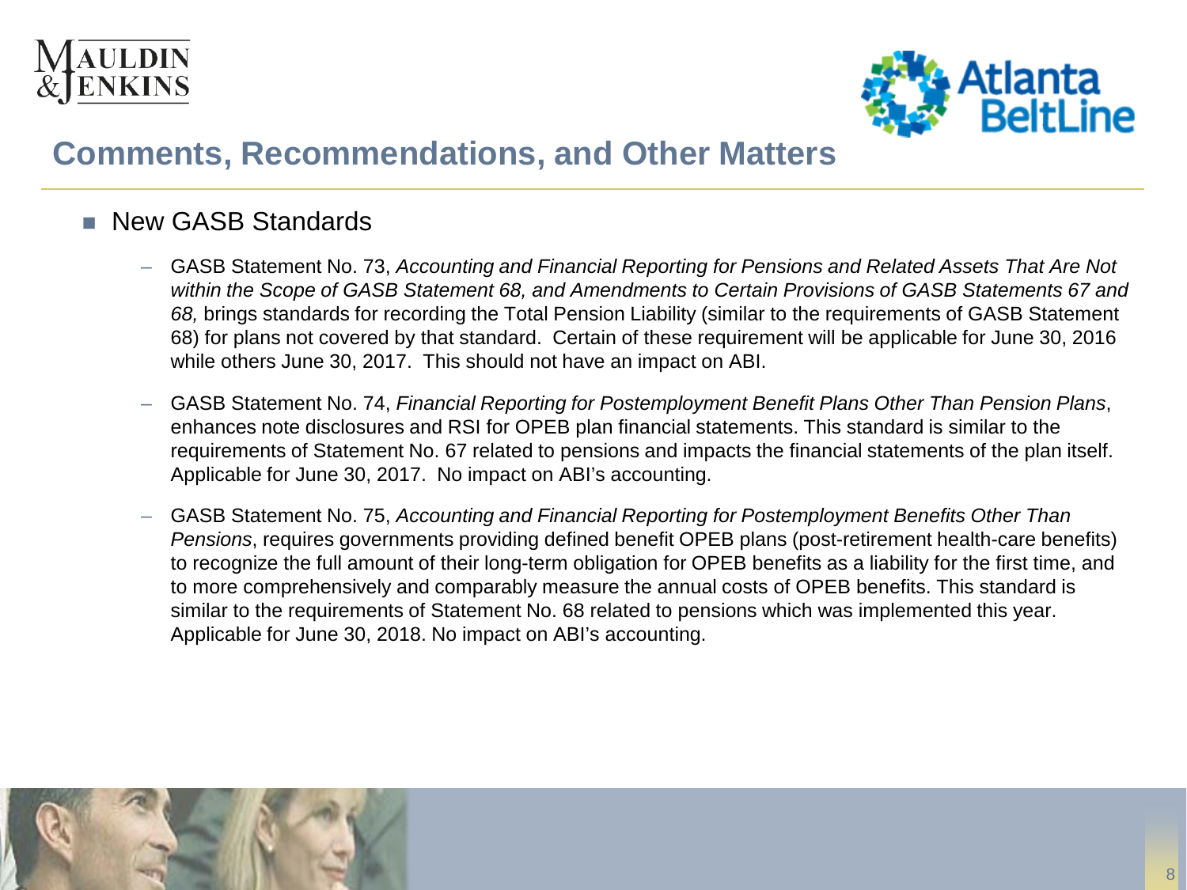# Comments, Recommendations, and Other Matters

- New GASB Standards

  - GASB Statement No. 73, *Accounting and Financial Reporting for Pensions and Related Assets That Are Not within the Scope of GASB Statement 68, and Amendments to Certain Provisions of GASB Statements 67 and 68,* brings standards for recording the Total Pension Liability (similar to the requirements of GASB Statement 68) for plans not covered by that standard. Certain of these requirement will be applicable for June 30, 2016 while others June 30, 2017. This should not have an impact on ABI.

  - GASB Statement No. 74, *Financial Reporting for Postemployment Benefit Plans Other Than Pension Plans*, enhances note disclosures and RSI for OPEB plan financial statements. This standard is similar to the requirements of Statement No. 67 related to pensions and impacts the financial statements of the plan itself. Applicable for June 30, 2017. No impact on ABI's accounting.

  - GASB Statement No. 75, *Accounting and Financial Reporting for Postemployment Benefits Other Than Pensions*, requires governments providing defined benefit OPEB plans (post-retirement health-care benefits) to recognize the full amount of their long-term obligation for OPEB benefits as a liability for the first time, and to more comprehensively and comparably measure the annual costs of OPEB benefits. This standard is similar to the requirements of Statement No. 68 related to pensions which was implemented this year. Applicable for June 30, 2018. No impact on ABI's accounting.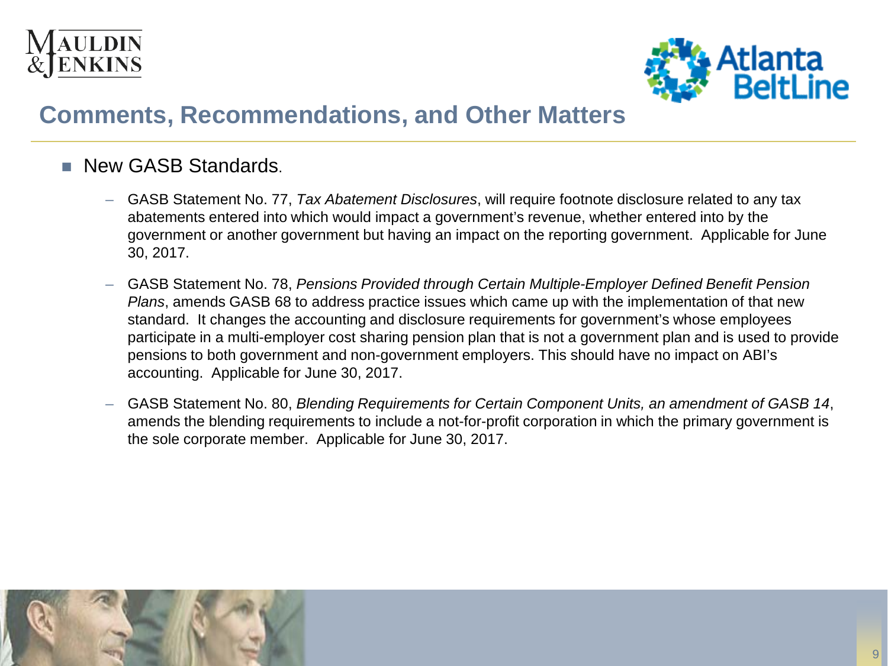## Comments, Recommendations, and Other Matters

- New GASB Standards.
  - GASB Statement No. 77, *Tax Abatement Disclosures*, will require footnote disclosure related to any tax abatements entered into which would impact a government's revenue, whether entered into by the government or another government but having an impact on the reporting government. Applicable for June 30, 2017.
  - GASB Statement No. 78, *Pensions Provided through Certain Multiple-Employer Defined Benefit Pension Plans*, amends GASB 68 to address practice issues which came up with the implementation of that new standard. It changes the accounting and disclosure requirements for government's whose employees participate in a multi-employer cost sharing pension plan that is not a government plan and is used to provide pensions to both government and non-government employers. This should have no impact on ABI's accounting. Applicable for June 30, 2017.
  - GASB Statement No. 80, *Blending Requirements for Certain Component Units, an amendment of GASB 14*, amends the blending requirements to include a not-for-profit corporation in which the primary government is the sole corporate member. Applicable for June 30, 2017.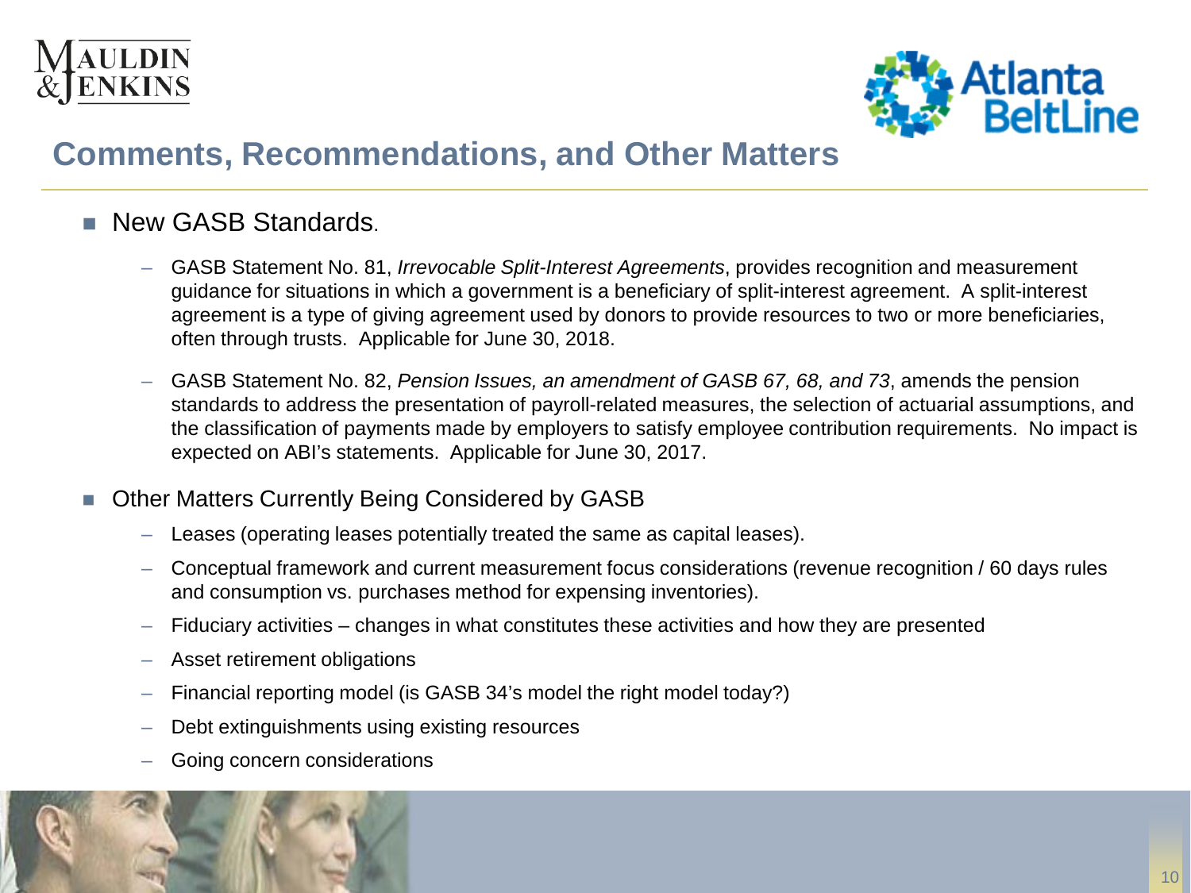## Comments, Recommendations, and Other Matters

- New GASB Standards.
  - GASB Statement No. 81, *Irrevocable Split-Interest Agreements*, provides recognition and measurement guidance for situations in which a government is a beneficiary of split-interest agreement. A split-interest agreement is a type of giving agreement used by donors to provide resources to two or more beneficiaries, often through trusts. Applicable for June 30, 2018.
  - GASB Statement No. 82, *Pension Issues, an amendment of GASB 67, 68, and 73*, amends the pension standards to address the presentation of payroll-related measures, the selection of actuarial assumptions, and the classification of payments made by employers to satisfy employee contribution requirements. No impact is expected on ABI's statements. Applicable for June 30, 2017.
- Other Matters Currently Being Considered by GASB
  - Leases (operating leases potentially treated the same as capital leases).
  - Conceptual framework and current measurement focus considerations (revenue recognition / 60 days rules and consumption vs. purchases method for expensing inventories).
  - Fiduciary activities – changes in what constitutes these activities and how they are presented
  - Asset retirement obligations
  - Financial reporting model (is GASB 34's model the right model today?)
  - Debt extinguishments using existing resources
  - Going concern considerations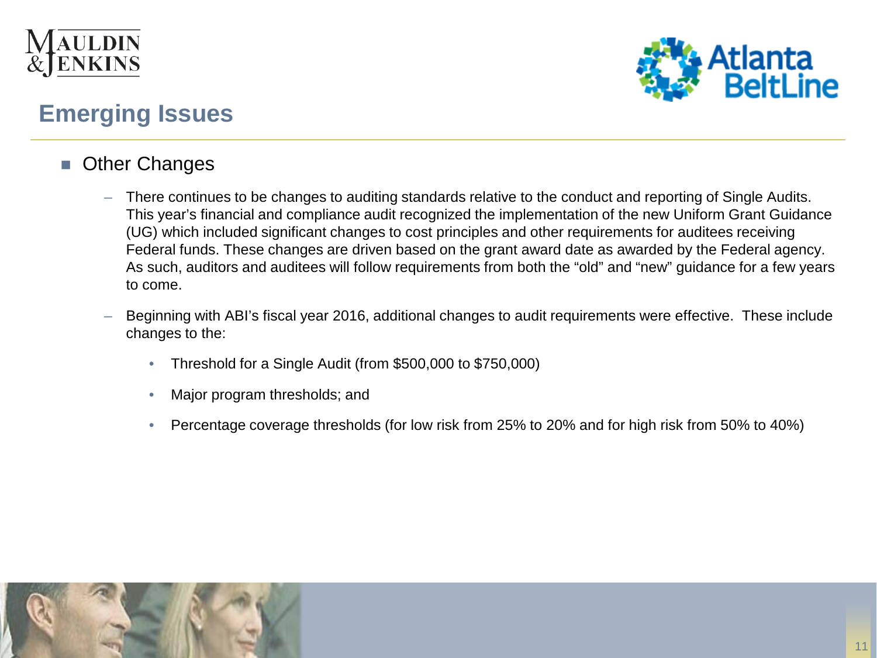## Emerging Issues

- Other Changes
  - There continues to be changes to auditing standards relative to the conduct and reporting of Single Audits. This year's financial and compliance audit recognized the implementation of the new Uniform Grant Guidance (UG) which included significant changes to cost principles and other requirements for auditees receiving Federal funds. These changes are driven based on the grant award date as awarded by the Federal agency. As such, auditors and auditees will follow requirements from both the "old" and "new" guidance for a few years to come.
  - Beginning with ABI's fiscal year 2016, additional changes to audit requirements were effective. These include changes to the:
    - Threshold for a Single Audit (from $500,000 to $750,000)
    - Major program thresholds; and
    - Percentage coverage thresholds (for low risk from 25% to 20% and for high risk from 50% to 40%)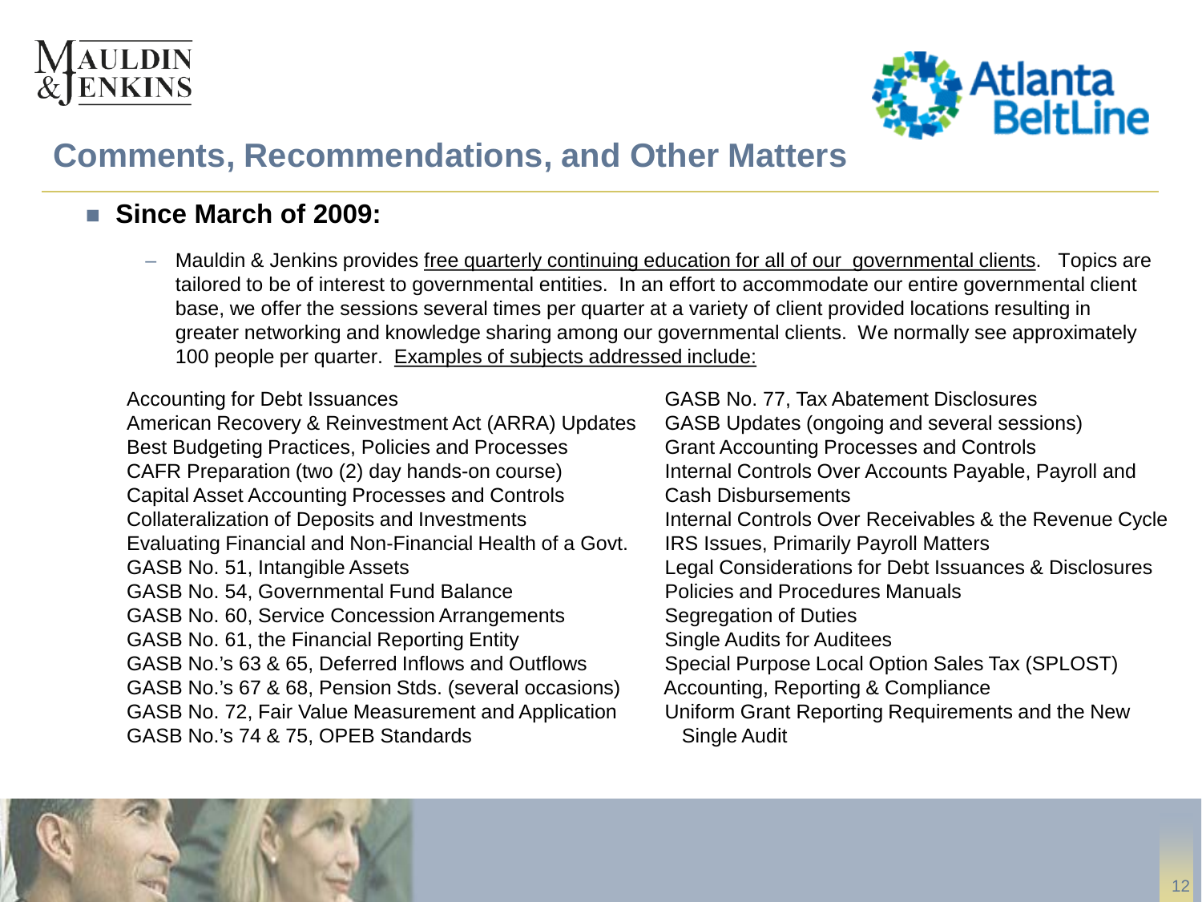## Comments, Recommendations, and Other Matters

- **Since March of 2009:**
  - Mauldin & Jenkins provides free quarterly continuing education for all of our governmental clients. Topics are tailored to be of interest to governmental entities. In an effort to accommodate our entire governmental client base, we offer the sessions several times per quarter at a variety of client provided locations resulting in greater networking and knowledge sharing among our governmental clients. We normally see approximately 100 people per quarter. Examples of subjects addressed include:

Accounting for Debt Issuances
American Recovery & Reinvestment Act (ARRA) Updates
Best Budgeting Practices, Policies and Processes
CAFR Preparation (two (2) day hands-on course)
Capital Asset Accounting Processes and Controls
Collateralization of Deposits and Investments
Evaluating Financial and Non-Financial Health of a Govt.
GASB No. 51, Intangible Assets
GASB No. 54, Governmental Fund Balance
GASB No. 60, Service Concession Arrangements
GASB No. 61, the Financial Reporting Entity
GASB No.'s 63 & 65, Deferred Inflows and Outflows
GASB No.'s 67 & 68, Pension Stds. (several occasions)
GASB No. 72, Fair Value Measurement and Application
GASB No.'s 74 & 75, OPEB Standards
GASB No. 77, Tax Abatement Disclosures
GASB Updates (ongoing and several sessions)
Grant Accounting Processes and Controls
Internal Controls Over Accounts Payable, Payroll and Cash Disbursements
Internal Controls Over Receivables & the Revenue Cycle
IRS Issues, Primarily Payroll Matters
Legal Considerations for Debt Issuances & Disclosures
Policies and Procedures Manuals
Segregation of Duties
Single Audits for Auditees
Special Purpose Local Option Sales Tax (SPLOST) Accounting, Reporting & Compliance
Uniform Grant Reporting Requirements and the New Single Audit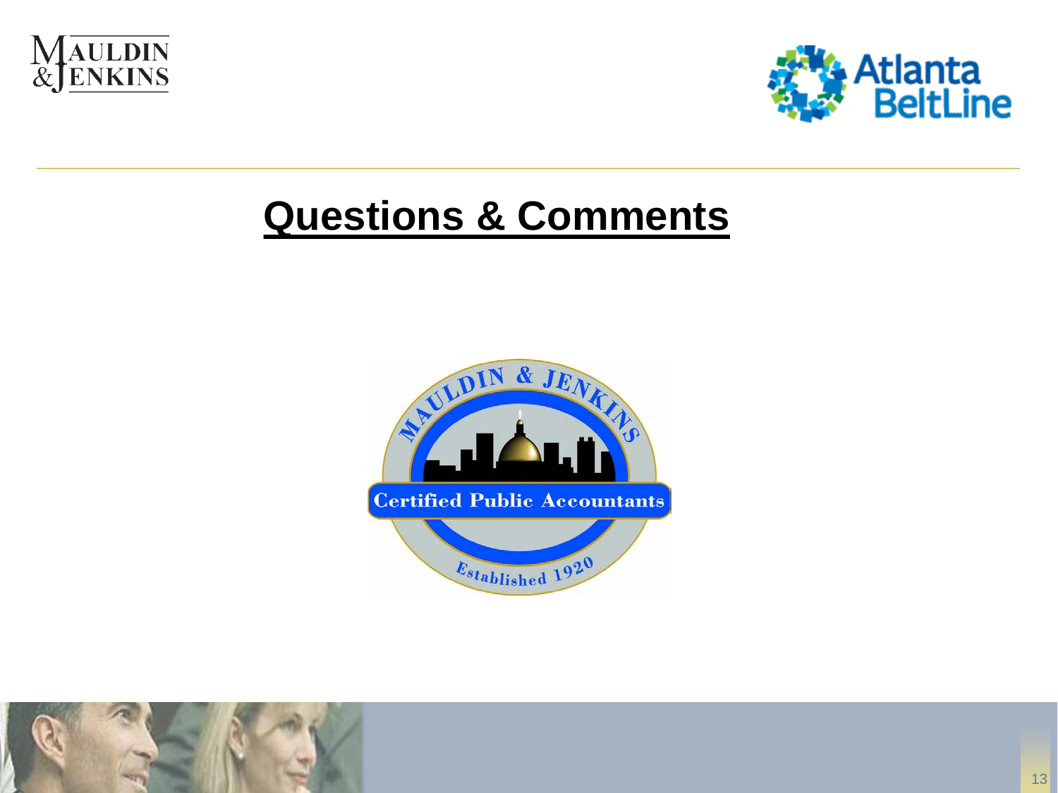# Questions & Comments